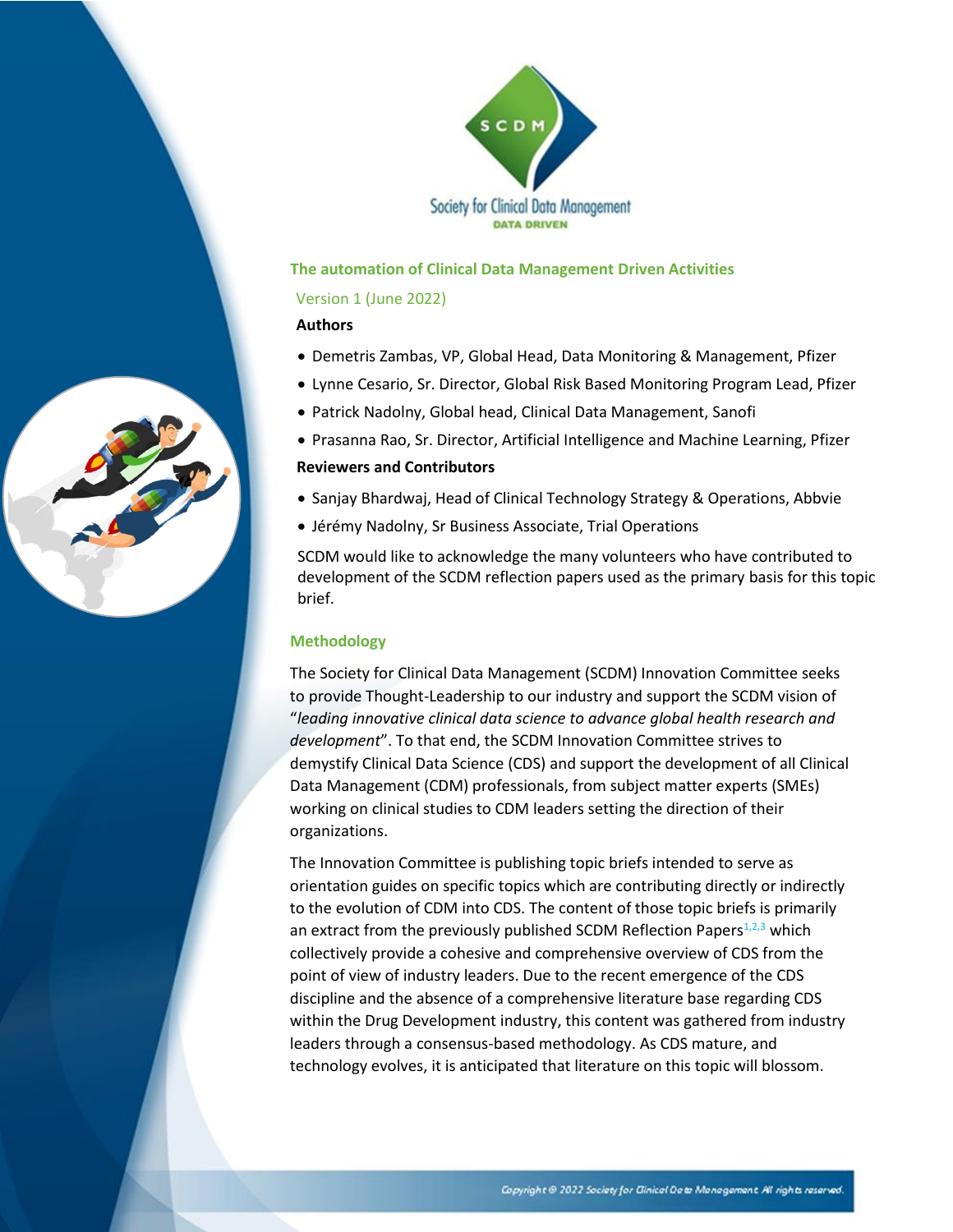# The automation of Clinical Data Management Driven Activities

Version 1 (June 2022)

**Authors**

- Demetris Zambas, VP, Global Head, Data Monitoring & Management, Pfizer
- Lynne Cesario, Sr. Director, Global Risk Based Monitoring Program Lead, Pfizer
- Patrick Nadolny, Global head, Clinical Data Management, Sanofi
- Prasanna Rao, Sr. Director, Artificial Intelligence and Machine Learning, Pfizer

**Reviewers and Contributors**

- Sanjay Bhardwaj, Head of Clinical Technology Strategy & Operations, Abbvie
- Jérémy Nadolny, Sr Business Associate, Trial Operations

SCDM would like to acknowledge the many volunteers who have contributed to development of the SCDM reflection papers used as the primary basis for this topic brief.

## Methodology

The Society for Clinical Data Management (SCDM) Innovation Committee seeks to provide Thought-Leadership to our industry and support the SCDM vision of "*leading innovative clinical data science to advance global health research and development*". To that end, the SCDM Innovation Committee strives to demystify Clinical Data Science (CDS) and support the development of all Clinical Data Management (CDM) professionals, from subject matter experts (SMEs) working on clinical studies to CDM leaders setting the direction of their organizations.

The Innovation Committee is publishing topic briefs intended to serve as orientation guides on specific topics which are contributing directly or indirectly to the evolution of CDM into CDS. The content of those topic briefs is primarily an extract from the previously published SCDM Reflection Papers[1,2,3] which collectively provide a cohesive and comprehensive overview of CDS from the point of view of industry leaders. Due to the recent emergence of the CDS discipline and the absence of a comprehensive literature base regarding CDS within the Drug Development industry, this content was gathered from industry leaders through a consensus-based methodology. As CDS mature, and technology evolves, it is anticipated that literature on this topic will blossom.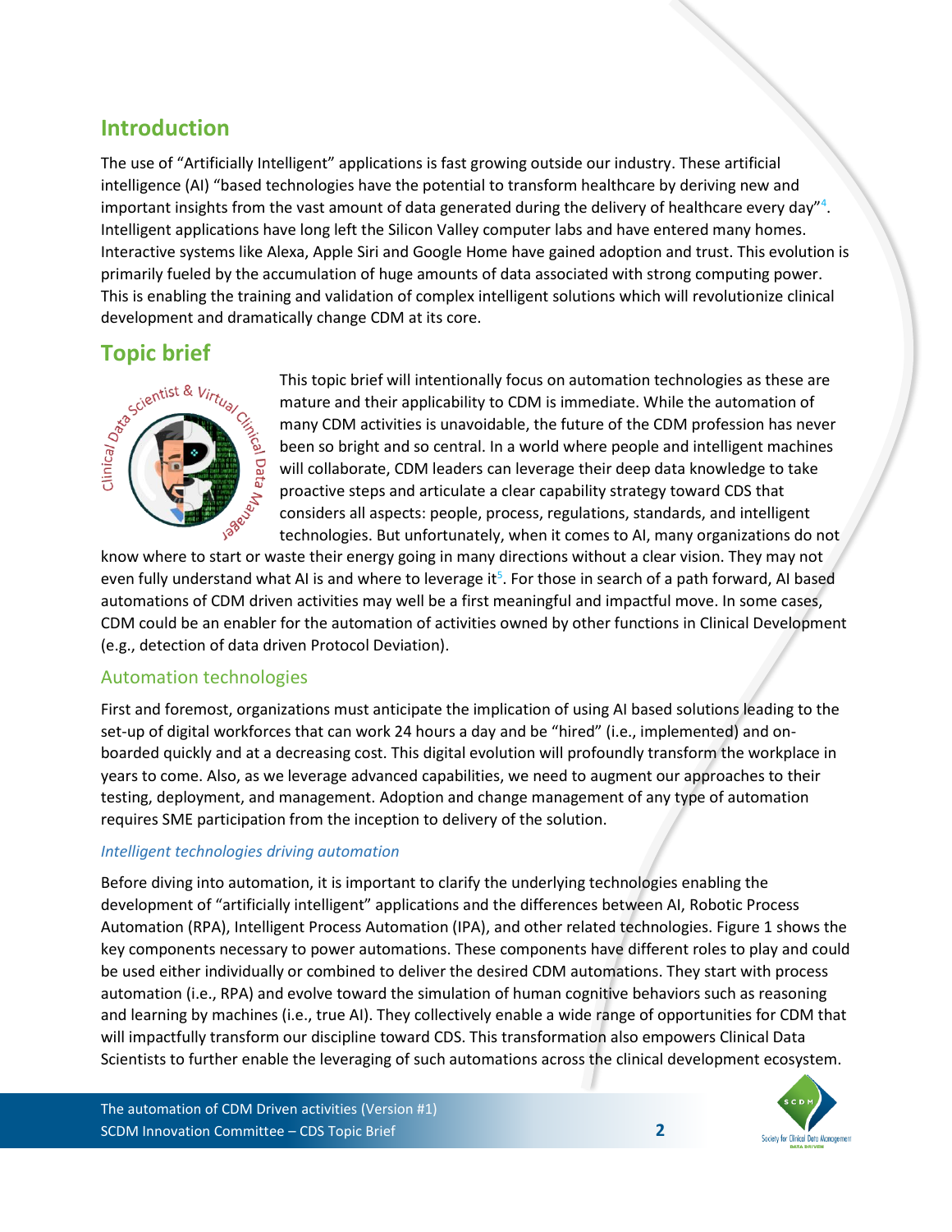## Introduction

The use of "Artificially Intelligent" applications is fast growing outside our industry. These artificial intelligence (AI) "based technologies have the potential to transform healthcare by deriving new and important insights from the vast amount of data generated during the delivery of healthcare every day"[4]. Intelligent applications have long left the Silicon Valley computer labs and have entered many homes. Interactive systems like Alexa, Apple Siri and Google Home have gained adoption and trust. This evolution is primarily fueled by the accumulation of huge amounts of data associated with strong computing power. This is enabling the training and validation of complex intelligent solutions which will revolutionize clinical development and dramatically change CDM at its core.

## Topic brief

This topic brief will intentionally focus on automation technologies as these are mature and their applicability to CDM is immediate. While the automation of many CDM activities is unavoidable, the future of the CDM profession has never been so bright and so central. In a world where people and intelligent machines will collaborate, CDM leaders can leverage their deep data knowledge to take proactive steps and articulate a clear capability strategy toward CDS that considers all aspects: people, process, regulations, standards, and intelligent technologies. But unfortunately, when it comes to AI, many organizations do not know where to start or waste their energy going in many directions without a clear vision. They may not even fully understand what AI is and where to leverage it[5]. For those in search of a path forward, AI based automations of CDM driven activities may well be a first meaningful and impactful move. In some cases, CDM could be an enabler for the automation of activities owned by other functions in Clinical Development (e.g., detection of data driven Protocol Deviation).

### Automation technologies

First and foremost, organizations must anticipate the implication of using AI based solutions leading to the set-up of digital workforces that can work 24 hours a day and be "hired" (i.e., implemented) and on-boarded quickly and at a decreasing cost. This digital evolution will profoundly transform the workplace in years to come. Also, as we leverage advanced capabilities, we need to augment our approaches to their testing, deployment, and management. Adoption and change management of any type of automation requires SME participation from the inception to delivery of the solution.

#### *Intelligent technologies driving automation*

Before diving into automation, it is important to clarify the underlying technologies enabling the development of "artificially intelligent" applications and the differences between AI, Robotic Process Automation (RPA), Intelligent Process Automation (IPA), and other related technologies. Figure 1 shows the key components necessary to power automations. These components have different roles to play and could be used either individually or combined to deliver the desired CDM automations. They start with process automation (i.e., RPA) and evolve toward the simulation of human cognitive behaviors such as reasoning and learning by machines (i.e., true AI). They collectively enable a wide range of opportunities for CDM that will impactfully transform our discipline toward CDS. This transformation also empowers Clinical Data Scientists to further enable the leveraging of such automations across the clinical development ecosystem.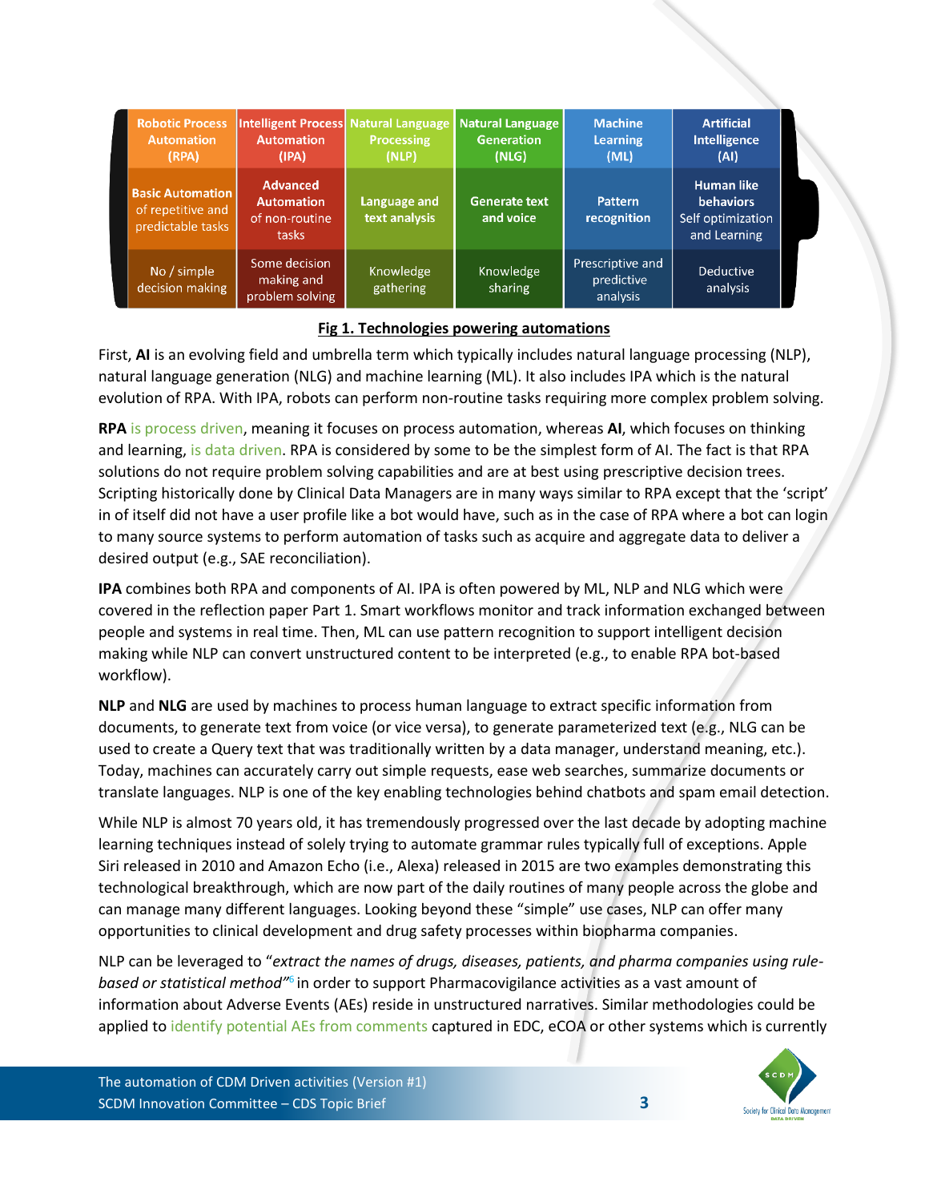| Robotic Process Automation (RPA) | Intelligent Process Automation (IPA) | Natural Language Processing (NLP) | Natural Language Generation (NLG) | Machine Learning (ML) | Artificial Intelligence (AI) |
|---|---|---|---|---|---|
| **Basic Automation** of repetitive and predictable tasks | **Advanced Automation** of non-routine tasks | **Language and text analysis** | **Generate text and voice** | **Pattern recognition** | **Human like behaviors** Self optimization and Learning |
| No / simple decision making | Some decision making and problem solving | Knowledge gathering | Knowledge sharing | Prescriptive and predictive analysis | Deductive analysis |

**Fig 1. Technologies powering automations**

First, **AI** is an evolving field and umbrella term which typically includes natural language processing (NLP), natural language generation (NLG) and machine learning (ML). It also includes IPA which is the natural evolution of RPA. With IPA, robots can perform non-routine tasks requiring more complex problem solving.

**RPA** is process driven, meaning it focuses on process automation, whereas **AI**, which focuses on thinking and learning, is data driven. RPA is considered by some to be the simplest form of AI. The fact is that RPA solutions do not require problem solving capabilities and are at best using prescriptive decision trees. Scripting historically done by Clinical Data Managers are in many ways similar to RPA except that the 'script' in of itself did not have a user profile like a bot would have, such as in the case of RPA where a bot can login to many source systems to perform automation of tasks such as acquire and aggregate data to deliver a desired output (e.g., SAE reconciliation).

**IPA** combines both RPA and components of AI. IPA is often powered by ML, NLP and NLG which were covered in the reflection paper Part 1. Smart workflows monitor and track information exchanged between people and systems in real time. Then, ML can use pattern recognition to support intelligent decision making while NLP can convert unstructured content to be interpreted (e.g., to enable RPA bot-based workflow).

**NLP** and **NLG** are used by machines to process human language to extract specific information from documents, to generate text from voice (or vice versa), to generate parameterized text (e.g., NLG can be used to create a Query text that was traditionally written by a data manager, understand meaning, etc.). Today, machines can accurately carry out simple requests, ease web searches, summarize documents or translate languages. NLP is one of the key enabling technologies behind chatbots and spam email detection.

While NLP is almost 70 years old, it has tremendously progressed over the last decade by adopting machine learning techniques instead of solely trying to automate grammar rules typically full of exceptions. Apple Siri released in 2010 and Amazon Echo (i.e., Alexa) released in 2015 are two examples demonstrating this technological breakthrough, which are now part of the daily routines of many people across the globe and can manage many different languages. Looking beyond these "simple" use cases, NLP can offer many opportunities to clinical development and drug safety processes within biopharma companies.

NLP can be leveraged to "*extract the names of drugs, diseases, patients, and pharma companies using rule-based or statistical method*"[6] in order to support Pharmacovigilance activities as a vast amount of information about Adverse Events (AEs) reside in unstructured narratives. Similar methodologies could be applied to identify potential AEs from comments captured in EDC, eCOA or other systems which is currently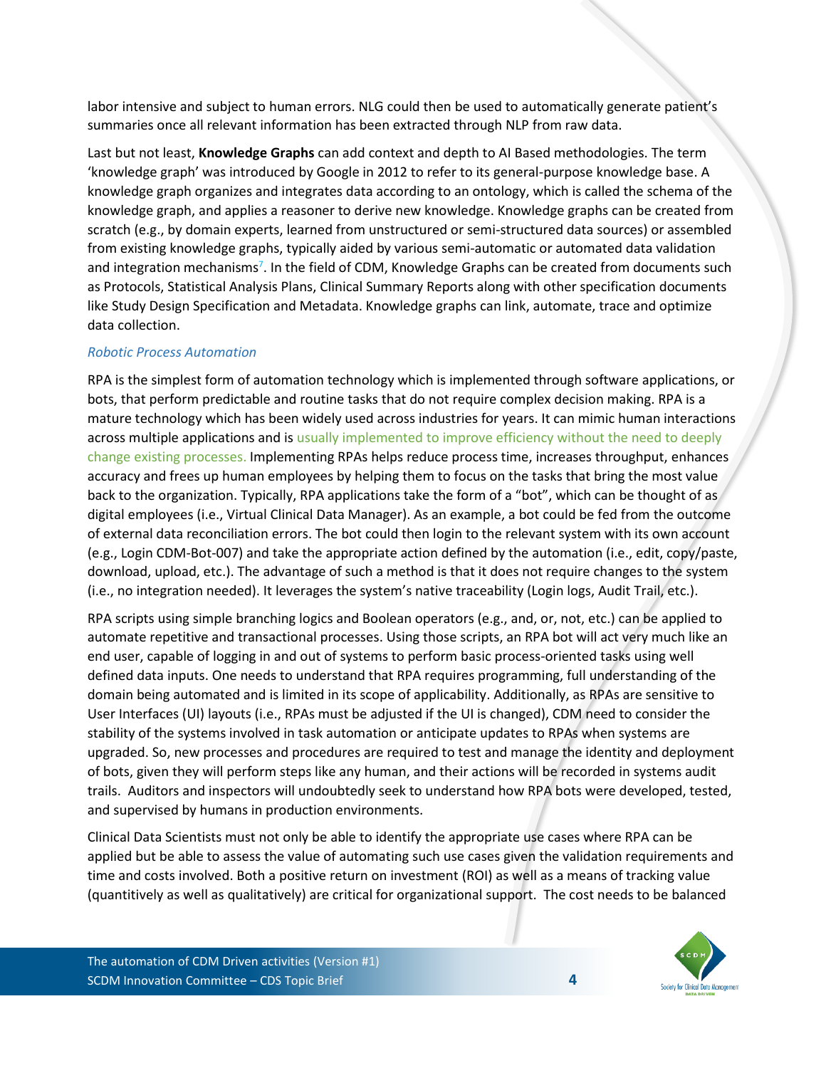labor intensive and subject to human errors. NLG could then be used to automatically generate patient's summaries once all relevant information has been extracted through NLP from raw data.

Last but not least, **Knowledge Graphs** can add context and depth to AI Based methodologies. The term 'knowledge graph' was introduced by Google in 2012 to refer to its general-purpose knowledge base. A knowledge graph organizes and integrates data according to an ontology, which is called the schema of the knowledge graph, and applies a reasoner to derive new knowledge. Knowledge graphs can be created from scratch (e.g., by domain experts, learned from unstructured or semi-structured data sources) or assembled from existing knowledge graphs, typically aided by various semi-automatic or automated data validation and integration mechanisms[7]. In the field of CDM, Knowledge Graphs can be created from documents such as Protocols, Statistical Analysis Plans, Clinical Summary Reports along with other specification documents like Study Design Specification and Metadata. Knowledge graphs can link, automate, trace and optimize data collection.

### *Robotic Process Automation*

RPA is the simplest form of automation technology which is implemented through software applications, or bots, that perform predictable and routine tasks that do not require complex decision making. RPA is a mature technology which has been widely used across industries for years. It can mimic human interactions across multiple applications and is usually implemented to improve efficiency without the need to deeply change existing processes. Implementing RPAs helps reduce process time, increases throughput, enhances accuracy and frees up human employees by helping them to focus on the tasks that bring the most value back to the organization. Typically, RPA applications take the form of a "bot", which can be thought of as digital employees (i.e., Virtual Clinical Data Manager). As an example, a bot could be fed from the outcome of external data reconciliation errors. The bot could then login to the relevant system with its own account (e.g., Login CDM-Bot-007) and take the appropriate action defined by the automation (i.e., edit, copy/paste, download, upload, etc.). The advantage of such a method is that it does not require changes to the system (i.e., no integration needed). It leverages the system's native traceability (Login logs, Audit Trail, etc.).

RPA scripts using simple branching logics and Boolean operators (e.g., and, or, not, etc.) can be applied to automate repetitive and transactional processes. Using those scripts, an RPA bot will act very much like an end user, capable of logging in and out of systems to perform basic process-oriented tasks using well defined data inputs. One needs to understand that RPA requires programming, full understanding of the domain being automated and is limited in its scope of applicability. Additionally, as RPAs are sensitive to User Interfaces (UI) layouts (i.e., RPAs must be adjusted if the UI is changed), CDM need to consider the stability of the systems involved in task automation or anticipate updates to RPAs when systems are upgraded. So, new processes and procedures are required to test and manage the identity and deployment of bots, given they will perform steps like any human, and their actions will be recorded in systems audit trails. Auditors and inspectors will undoubtedly seek to understand how RPA bots were developed, tested, and supervised by humans in production environments.

Clinical Data Scientists must not only be able to identify the appropriate use cases where RPA can be applied but be able to assess the value of automating such use cases given the validation requirements and time and costs involved. Both a positive return on investment (ROI) as well as a means of tracking value (quantitively as well as qualitatively) are critical for organizational support. The cost needs to be balanced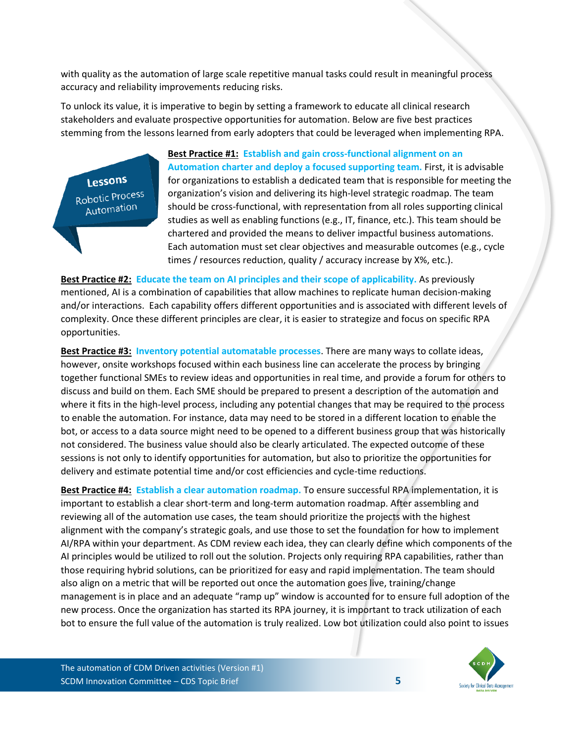with quality as the automation of large scale repetitive manual tasks could result in meaningful process accuracy and reliability improvements reducing risks.

To unlock its value, it is imperative to begin by setting a framework to educate all clinical research stakeholders and evaluate prospective opportunities for automation. Below are five best practices stemming from the lessons learned from early adopters that could be leveraged when implementing RPA.

Lessons
Robotic Process Automation

**Best Practice #1:** **Establish and gain cross-functional alignment on an Automation charter and deploy a focused supporting team.** First, it is advisable for organizations to establish a dedicated team that is responsible for meeting the organization's vision and delivering its high-level strategic roadmap. The team should be cross-functional, with representation from all roles supporting clinical studies as well as enabling functions (e.g., IT, finance, etc.). This team should be chartered and provided the means to deliver impactful business automations. Each automation must set clear objectives and measurable outcomes (e.g., cycle times / resources reduction, quality / accuracy increase by X%, etc.).

**Best Practice #2:** **Educate the team on AI principles and their scope of applicability.** As previously mentioned, AI is a combination of capabilities that allow machines to replicate human decision-making and/or interactions. Each capability offers different opportunities and is associated with different levels of complexity. Once these different principles are clear, it is easier to strategize and focus on specific RPA opportunities.

**Best Practice #3:** **Inventory potential automatable processes**. There are many ways to collate ideas, however, onsite workshops focused within each business line can accelerate the process by bringing together functional SMEs to review ideas and opportunities in real time, and provide a forum for others to discuss and build on them. Each SME should be prepared to present a description of the automation and where it fits in the high-level process, including any potential changes that may be required to the process to enable the automation. For instance, data may need to be stored in a different location to enable the bot, or access to a data source might need to be opened to a different business group that was historically not considered. The business value should also be clearly articulated. The expected outcome of these sessions is not only to identify opportunities for automation, but also to prioritize the opportunities for delivery and estimate potential time and/or cost efficiencies and cycle-time reductions.

**Best Practice #4:** **Establish a clear automation roadmap.** To ensure successful RPA implementation, it is important to establish a clear short-term and long-term automation roadmap. After assembling and reviewing all of the automation use cases, the team should prioritize the projects with the highest alignment with the company's strategic goals, and use those to set the foundation for how to implement AI/RPA within your department. As CDM review each idea, they can clearly define which components of the AI principles would be utilized to roll out the solution. Projects only requiring RPA capabilities, rather than those requiring hybrid solutions, can be prioritized for easy and rapid implementation. The team should also align on a metric that will be reported out once the automation goes live, training/change management is in place and an adequate "ramp up" window is accounted for to ensure full adoption of the new process. Once the organization has started its RPA journey, it is important to track utilization of each bot to ensure the full value of the automation is truly realized. Low bot utilization could also point to issues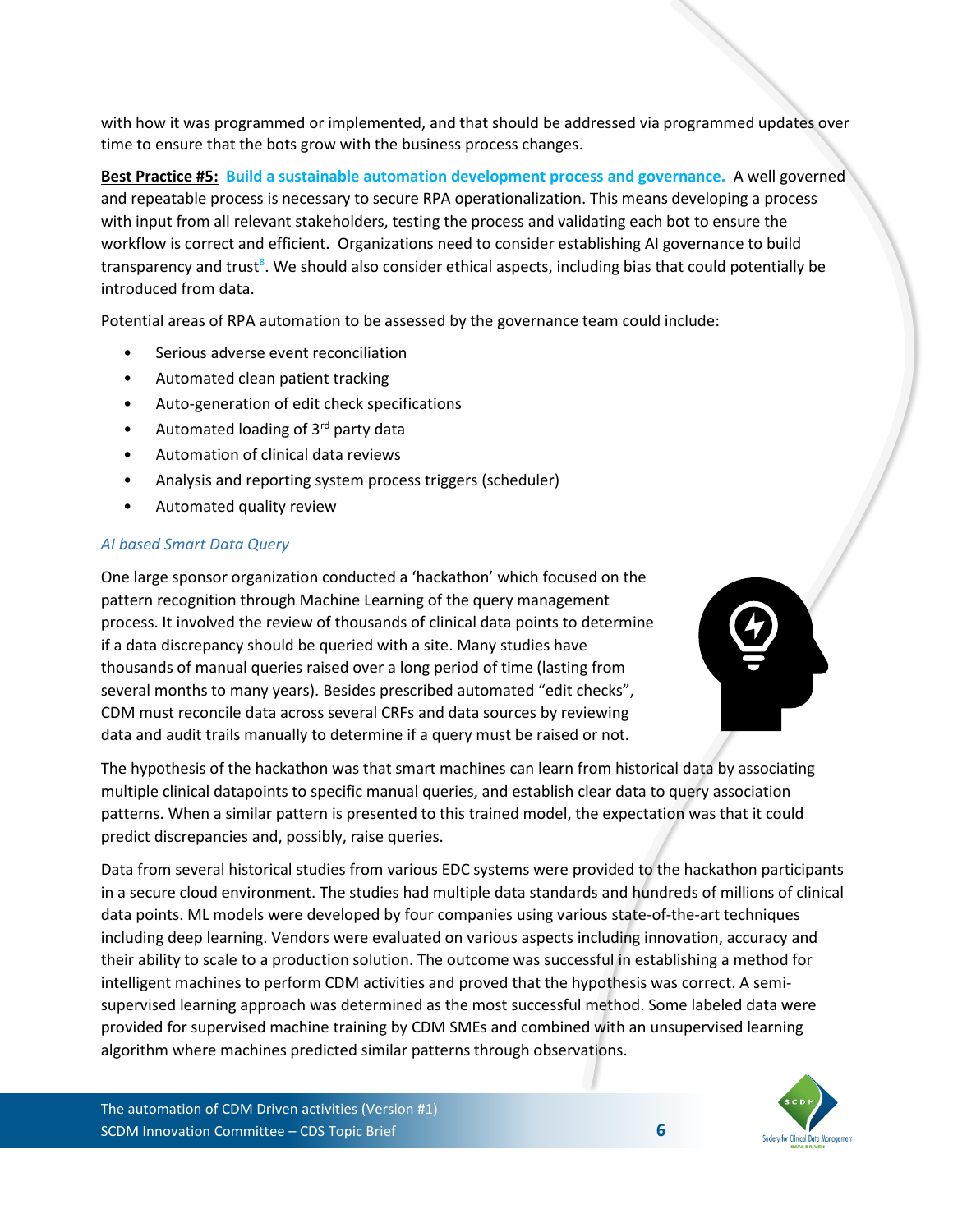with how it was programmed or implemented, and that should be addressed via programmed updates over time to ensure that the bots grow with the business process changes.

**Best Practice #5: Build a sustainable automation development process and governance.** A well governed and repeatable process is necessary to secure RPA operationalization. This means developing a process with input from all relevant stakeholders, testing the process and validating each bot to ensure the workflow is correct and efficient. Organizations need to consider establishing AI governance to build transparency and trust[8]. We should also consider ethical aspects, including bias that could potentially be introduced from data.

Potential areas of RPA automation to be assessed by the governance team could include:

- Serious adverse event reconciliation
- Automated clean patient tracking
- Auto-generation of edit check specifications
- Automated loading of 3rd party data
- Automation of clinical data reviews
- Analysis and reporting system process triggers (scheduler)
- Automated quality review

*AI based Smart Data Query*

One large sponsor organization conducted a 'hackathon' which focused on the pattern recognition through Machine Learning of the query management process. It involved the review of thousands of clinical data points to determine if a data discrepancy should be queried with a site. Many studies have thousands of manual queries raised over a long period of time (lasting from several months to many years). Besides prescribed automated "edit checks", CDM must reconcile data across several CRFs and data sources by reviewing data and audit trails manually to determine if a query must be raised or not.

The hypothesis of the hackathon was that smart machines can learn from historical data by associating multiple clinical datapoints to specific manual queries, and establish clear data to query association patterns. When a similar pattern is presented to this trained model, the expectation was that it could predict discrepancies and, possibly, raise queries.

Data from several historical studies from various EDC systems were provided to the hackathon participants in a secure cloud environment. The studies had multiple data standards and hundreds of millions of clinical data points. ML models were developed by four companies using various state-of-the-art techniques including deep learning. Vendors were evaluated on various aspects including innovation, accuracy and their ability to scale to a production solution. The outcome was successful in establishing a method for intelligent machines to perform CDM activities and proved that the hypothesis was correct. A semi-supervised learning approach was determined as the most successful method. Some labeled data were provided for supervised machine training by CDM SMEs and combined with an unsupervised learning algorithm where machines predicted similar patterns through observations.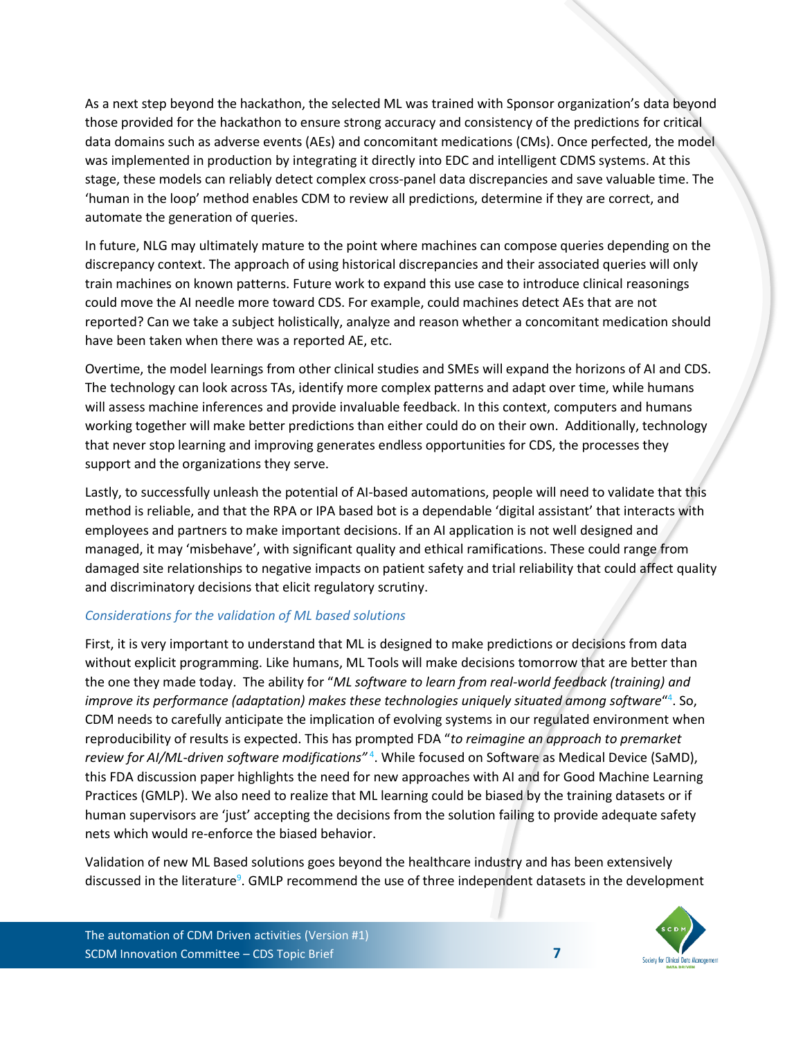As a next step beyond the hackathon, the selected ML was trained with Sponsor organization's data beyond those provided for the hackathon to ensure strong accuracy and consistency of the predictions for critical data domains such as adverse events (AEs) and concomitant medications (CMs). Once perfected, the model was implemented in production by integrating it directly into EDC and intelligent CDMS systems. At this stage, these models can reliably detect complex cross-panel data discrepancies and save valuable time. The 'human in the loop' method enables CDM to review all predictions, determine if they are correct, and automate the generation of queries.

In future, NLG may ultimately mature to the point where machines can compose queries depending on the discrepancy context. The approach of using historical discrepancies and their associated queries will only train machines on known patterns. Future work to expand this use case to introduce clinical reasonings could move the AI needle more toward CDS. For example, could machines detect AEs that are not reported? Can we take a subject holistically, analyze and reason whether a concomitant medication should have been taken when there was a reported AE, etc.

Overtime, the model learnings from other clinical studies and SMEs will expand the horizons of AI and CDS. The technology can look across TAs, identify more complex patterns and adapt over time, while humans will assess machine inferences and provide invaluable feedback. In this context, computers and humans working together will make better predictions than either could do on their own. Additionally, technology that never stop learning and improving generates endless opportunities for CDS, the processes they support and the organizations they serve.

Lastly, to successfully unleash the potential of AI-based automations, people will need to validate that this method is reliable, and that the RPA or IPA based bot is a dependable 'digital assistant' that interacts with employees and partners to make important decisions. If an AI application is not well designed and managed, it may 'misbehave', with significant quality and ethical ramifications. These could range from damaged site relationships to negative impacts on patient safety and trial reliability that could affect quality and discriminatory decisions that elicit regulatory scrutiny.

### *Considerations for the validation of ML based solutions*

First, it is very important to understand that ML is designed to make predictions or decisions from data without explicit programming. Like humans, ML Tools will make decisions tomorrow that are better than the one they made today. The ability for "*ML software to learn from real-world feedback (training) and improve its performance (adaptation) makes these technologies uniquely situated among software*"[4]. So, CDM needs to carefully anticipate the implication of evolving systems in our regulated environment when reproducibility of results is expected. This has prompted FDA "*to reimagine an approach to premarket review for AI/ML-driven software modifications*"[4]. While focused on Software as Medical Device (SaMD), this FDA discussion paper highlights the need for new approaches with AI and for Good Machine Learning Practices (GMLP). We also need to realize that ML learning could be biased by the training datasets or if human supervisors are 'just' accepting the decisions from the solution failing to provide adequate safety nets which would re-enforce the biased behavior.

Validation of new ML Based solutions goes beyond the healthcare industry and has been extensively discussed in the literature[9]. GMLP recommend the use of three independent datasets in the development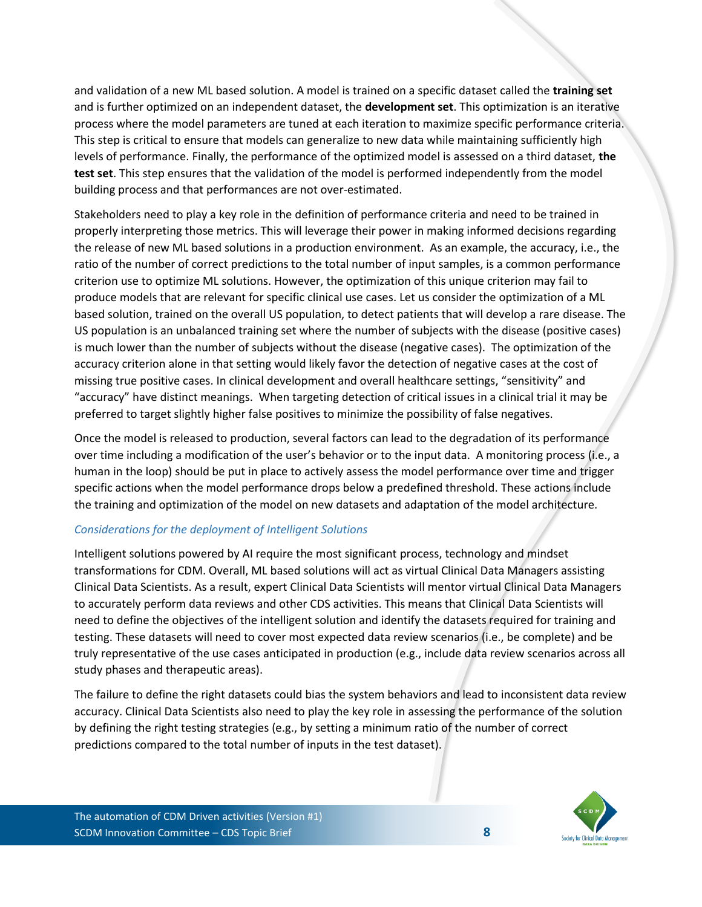and validation of a new ML based solution. A model is trained on a specific dataset called the **training set** and is further optimized on an independent dataset, the **development set**. This optimization is an iterative process where the model parameters are tuned at each iteration to maximize specific performance criteria. This step is critical to ensure that models can generalize to new data while maintaining sufficiently high levels of performance. Finally, the performance of the optimized model is assessed on a third dataset, **the test set**. This step ensures that the validation of the model is performed independently from the model building process and that performances are not over-estimated.

Stakeholders need to play a key role in the definition of performance criteria and need to be trained in properly interpreting those metrics. This will leverage their power in making informed decisions regarding the release of new ML based solutions in a production environment. As an example, the accuracy, i.e., the ratio of the number of correct predictions to the total number of input samples, is a common performance criterion use to optimize ML solutions. However, the optimization of this unique criterion may fail to produce models that are relevant for specific clinical use cases. Let us consider the optimization of a ML based solution, trained on the overall US population, to detect patients that will develop a rare disease. The US population is an unbalanced training set where the number of subjects with the disease (positive cases) is much lower than the number of subjects without the disease (negative cases). The optimization of the accuracy criterion alone in that setting would likely favor the detection of negative cases at the cost of missing true positive cases. In clinical development and overall healthcare settings, "sensitivity" and "accuracy" have distinct meanings. When targeting detection of critical issues in a clinical trial it may be preferred to target slightly higher false positives to minimize the possibility of false negatives.

Once the model is released to production, several factors can lead to the degradation of its performance over time including a modification of the user's behavior or to the input data. A monitoring process (i.e., a human in the loop) should be put in place to actively assess the model performance over time and trigger specific actions when the model performance drops below a predefined threshold. These actions include the training and optimization of the model on new datasets and adaptation of the model architecture.

### *Considerations for the deployment of Intelligent Solutions*

Intelligent solutions powered by AI require the most significant process, technology and mindset transformations for CDM. Overall, ML based solutions will act as virtual Clinical Data Managers assisting Clinical Data Scientists. As a result, expert Clinical Data Scientists will mentor virtual Clinical Data Managers to accurately perform data reviews and other CDS activities. This means that Clinical Data Scientists will need to define the objectives of the intelligent solution and identify the datasets required for training and testing. These datasets will need to cover most expected data review scenarios (i.e., be complete) and be truly representative of the use cases anticipated in production (e.g., include data review scenarios across all study phases and therapeutic areas).

The failure to define the right datasets could bias the system behaviors and lead to inconsistent data review accuracy. Clinical Data Scientists also need to play the key role in assessing the performance of the solution by defining the right testing strategies (e.g., by setting a minimum ratio of the number of correct predictions compared to the total number of inputs in the test dataset).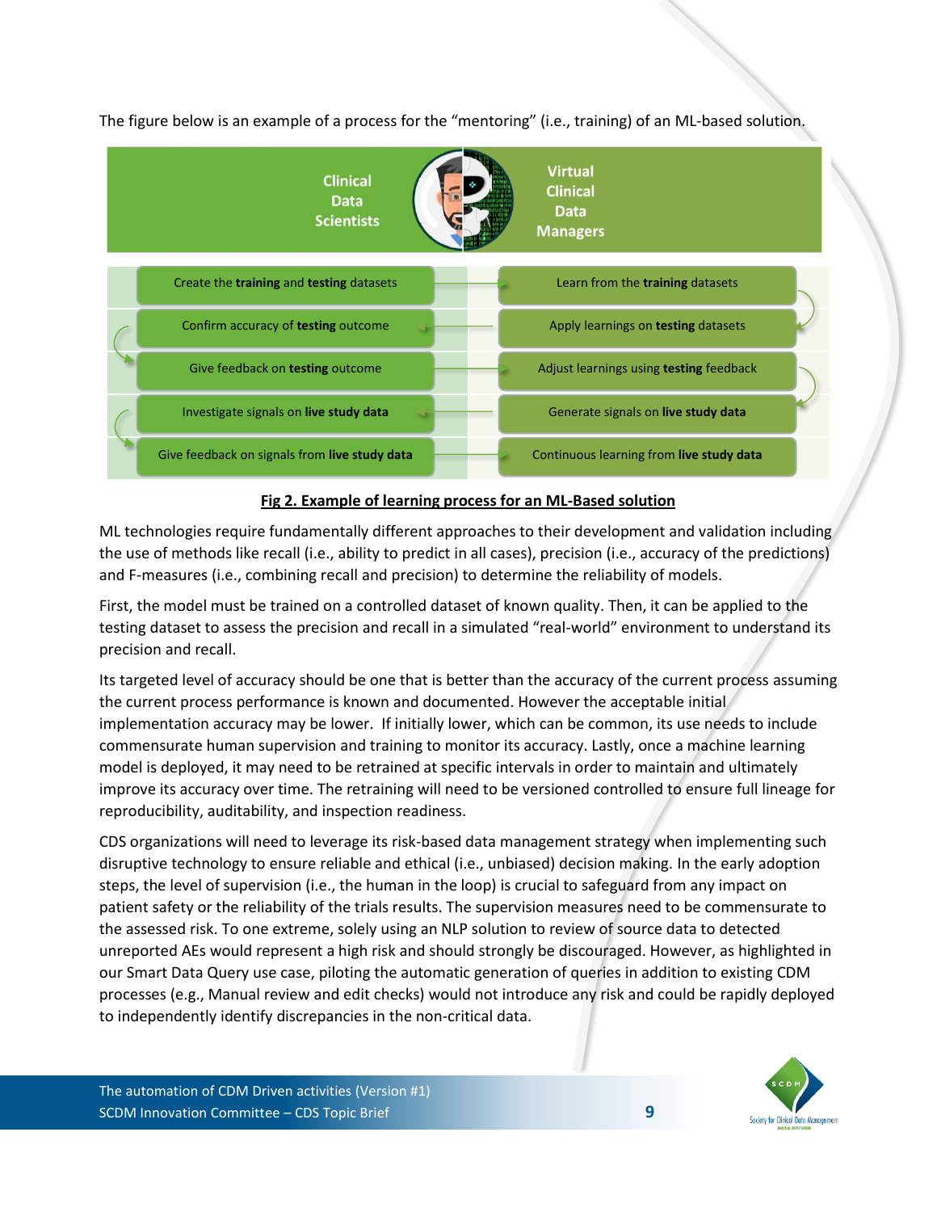The figure below is an example of a process for the "mentoring" (i.e., training) of an ML-based solution.

| Clinical Data Scientists | Virtual Clinical Data Managers |
|---|---|
| Create the **training** and **testing** datasets | Learn from the **training** datasets |
| Confirm accuracy of **testing** outcome | Apply learnings on **testing** datasets |
| Give feedback on **testing** outcome | Adjust learnings using **testing** feedback |
| Investigate signals on **live study data** | Generate signals on **live study data** |
| Give feedback on signals from **live study data** | Continuous learning from **live study data** |

**Fig 2. Example of learning process for an ML-Based solution**

ML technologies require fundamentally different approaches to their development and validation including the use of methods like recall (i.e., ability to predict in all cases), precision (i.e., accuracy of the predictions) and F-measures (i.e., combining recall and precision) to determine the reliability of models.

First, the model must be trained on a controlled dataset of known quality. Then, it can be applied to the testing dataset to assess the precision and recall in a simulated "real-world" environment to understand its precision and recall.

Its targeted level of accuracy should be one that is better than the accuracy of the current process assuming the current process performance is known and documented. However the acceptable initial implementation accuracy may be lower. If initially lower, which can be common, its use needs to include commensurate human supervision and training to monitor its accuracy. Lastly, once a machine learning model is deployed, it may need to be retrained at specific intervals in order to maintain and ultimately improve its accuracy over time. The retraining will need to be versioned controlled to ensure full lineage for reproducibility, auditability, and inspection readiness.

CDS organizations will need to leverage its risk-based data management strategy when implementing such disruptive technology to ensure reliable and ethical (i.e., unbiased) decision making. In the early adoption steps, the level of supervision (i.e., the human in the loop) is crucial to safeguard from any impact on patient safety or the reliability of the trials results. The supervision measures need to be commensurate to the assessed risk. To one extreme, solely using an NLP solution to review of source data to detected unreported AEs would represent a high risk and should strongly be discouraged. However, as highlighted in our Smart Data Query use case, piloting the automatic generation of queries in addition to existing CDM processes (e.g., Manual review and edit checks) would not introduce any risk and could be rapidly deployed to independently identify discrepancies in the non-critical data.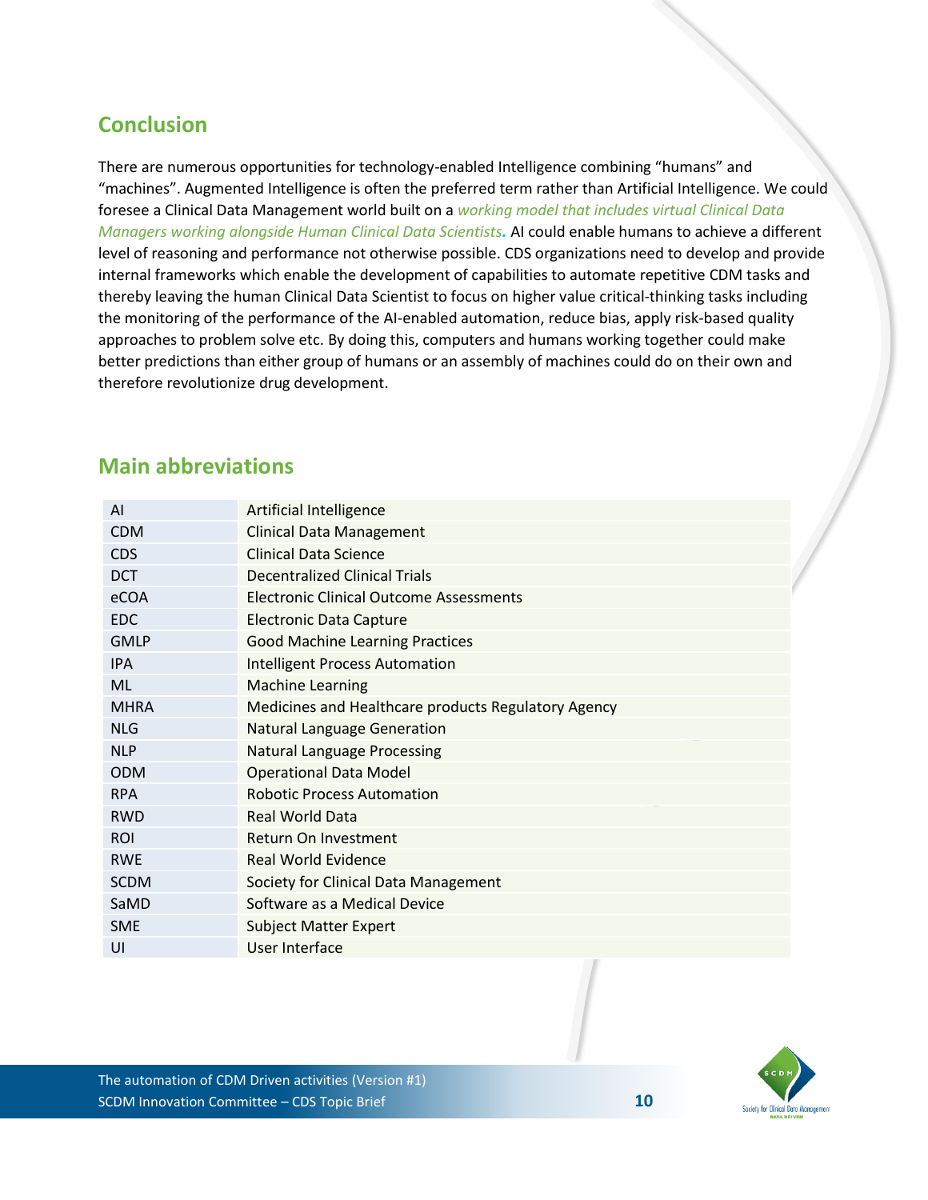## Conclusion

There are numerous opportunities for technology-enabled Intelligence combining "humans" and "machines". Augmented Intelligence is often the preferred term rather than Artificial Intelligence. We could foresee a Clinical Data Management world built on a *working model that includes virtual Clinical Data Managers working alongside Human Clinical Data Scientists.* AI could enable humans to achieve a different level of reasoning and performance not otherwise possible. CDS organizations need to develop and provide internal frameworks which enable the development of capabilities to automate repetitive CDM tasks and thereby leaving the human Clinical Data Scientist to focus on higher value critical-thinking tasks including the monitoring of the performance of the AI-enabled automation, reduce bias, apply risk-based quality approaches to problem solve etc. By doing this, computers and humans working together could make better predictions than either group of humans or an assembly of machines could do on their own and therefore revolutionize drug development.

## Main abbreviations

| | |
|---|---|
| AI | Artificial Intelligence |
| CDM | Clinical Data Management |
| CDS | Clinical Data Science |
| DCT | Decentralized Clinical Trials |
| eCOA | Electronic Clinical Outcome Assessments |
| EDC | Electronic Data Capture |
| GMLP | Good Machine Learning Practices |
| IPA | Intelligent Process Automation |
| ML | Machine Learning |
| MHRA | Medicines and Healthcare products Regulatory Agency |
| NLG | Natural Language Generation |
| NLP | Natural Language Processing |
| ODM | Operational Data Model |
| RPA | Robotic Process Automation |
| RWD | Real World Data |
| ROI | Return On Investment |
| RWE | Real World Evidence |
| SCDM | Society for Clinical Data Management |
| SaMD | Software as a Medical Device |
| SME | Subject Matter Expert |
| UI | User Interface |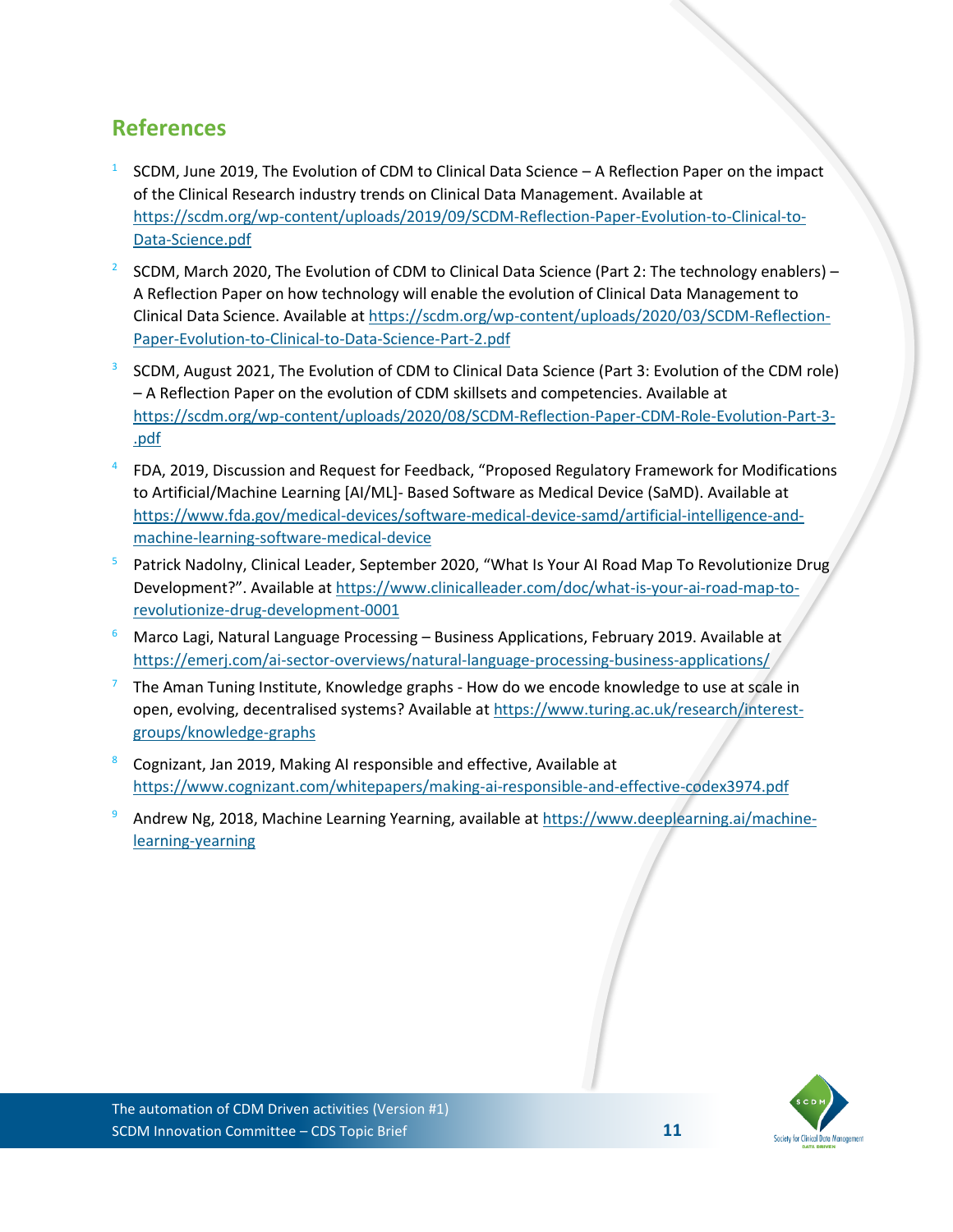## References

[1] SCDM, June 2019, The Evolution of CDM to Clinical Data Science – A Reflection Paper on the impact of the Clinical Research industry trends on Clinical Data Management. Available at https://scdm.org/wp-content/uploads/2019/09/SCDM-Reflection-Paper-Evolution-to-Clinical-to-Data-Science.pdf

[2] SCDM, March 2020, The Evolution of CDM to Clinical Data Science (Part 2: The technology enablers) – A Reflection Paper on how technology will enable the evolution of Clinical Data Management to Clinical Data Science. Available at https://scdm.org/wp-content/uploads/2020/03/SCDM-Reflection-Paper-Evolution-to-Clinical-to-Data-Science-Part-2.pdf

[3] SCDM, August 2021, The Evolution of CDM to Clinical Data Science (Part 3: Evolution of the CDM role) – A Reflection Paper on the evolution of CDM skillsets and competencies. Available at https://scdm.org/wp-content/uploads/2020/08/SCDM-Reflection-Paper-CDM-Role-Evolution-Part-3-.pdf

[4] FDA, 2019, Discussion and Request for Feedback, "Proposed Regulatory Framework for Modifications to Artificial/Machine Learning [AI/ML]- Based Software as Medical Device (SaMD). Available at https://www.fda.gov/medical-devices/software-medical-device-samd/artificial-intelligence-and-machine-learning-software-medical-device

[5] Patrick Nadolny, Clinical Leader, September 2020, "What Is Your AI Road Map To Revolutionize Drug Development?". Available at https://www.clinicalleader.com/doc/what-is-your-ai-road-map-to-revolutionize-drug-development-0001

[6] Marco Lagi, Natural Language Processing – Business Applications, February 2019. Available at https://emerj.com/ai-sector-overviews/natural-language-processing-business-applications/

[7] The Aman Tuning Institute, Knowledge graphs - How do we encode knowledge to use at scale in open, evolving, decentralised systems? Available at https://www.turing.ac.uk/research/interest-groups/knowledge-graphs

[8] Cognizant, Jan 2019, Making AI responsible and effective, Available at https://www.cognizant.com/whitepapers/making-ai-responsible-and-effective-codex3974.pdf

[9] Andrew Ng, 2018, Machine Learning Yearning, available at https://www.deeplearning.ai/machine-learning-yearning